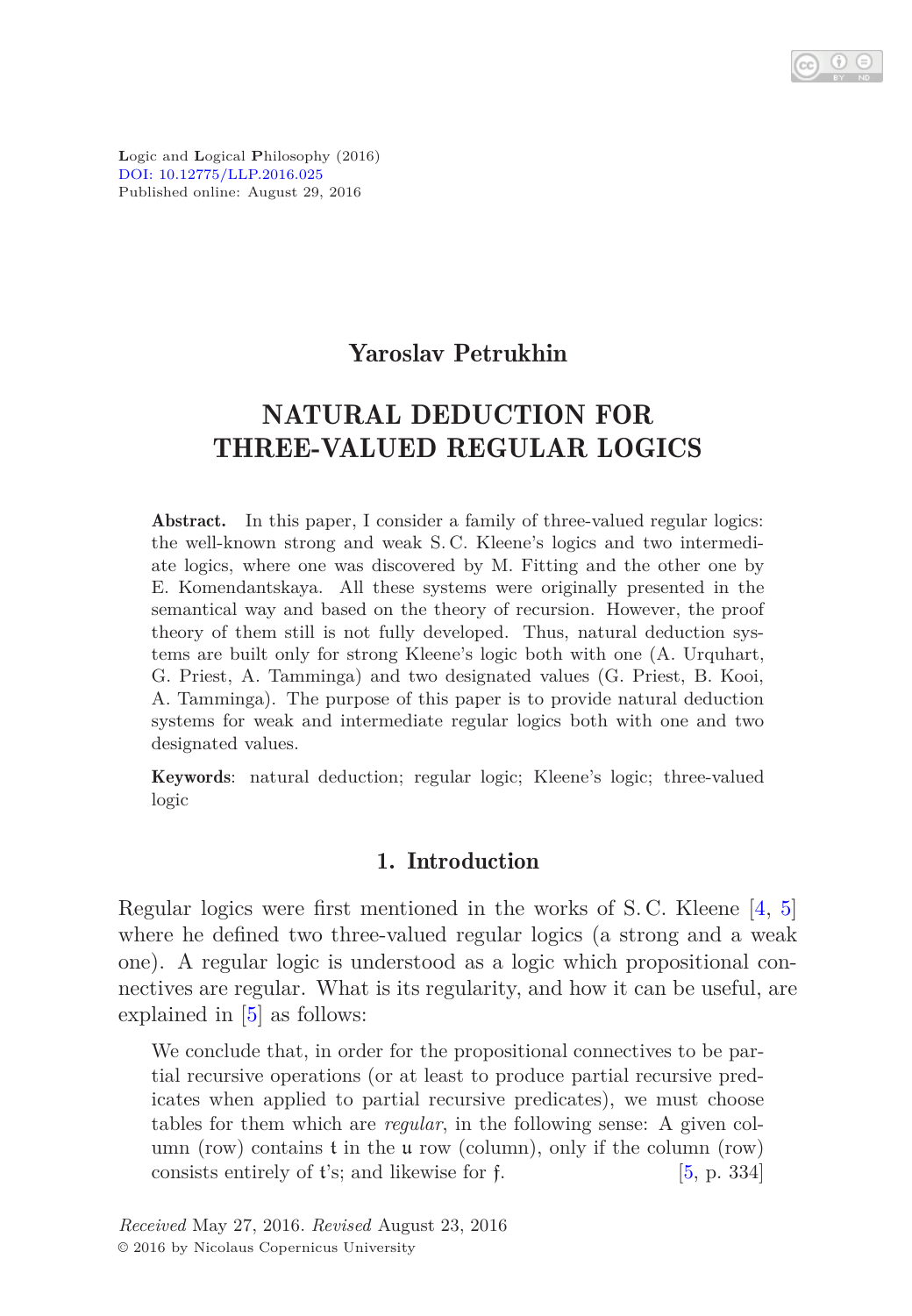Logic and Logical Philosophy (2016)
DOI: 10.12775/LLP.2016.025
Published online: August 29, 2016

## Yaroslav Petrukhin

# NATURAL DEDUCTION FOR THREE-VALUED REGULAR LOGICS

**Abstract.** In this paper, I consider a family of three-valued regular logics: the well-known strong and weak S. C. Kleene's logics and two intermediate logics, where one was discovered by M. Fitting and the other one by E. Komendantskaya. All these systems were originally presented in the semantical way and based on the theory of recursion. However, the proof theory of them still is not fully developed. Thus, natural deduction systems are built only for strong Kleene's logic both with one (A. Urquhart, G. Priest, A. Tamminga) and two designated values (G. Priest, B. Kooi, A. Tamminga). The purpose of this paper is to provide natural deduction systems for weak and intermediate regular logics both with one and two designated values.

**Keywords**: natural deduction; regular logic; Kleene's logic; three-valued logic

## 1. Introduction

Regular logics were first mentioned in the works of S. C. Kleene [4, 5] where he defined two three-valued regular logics (a strong and a weak one). A regular logic is understood as a logic which propositional connectives are regular. What is its regularity, and how it can be useful, are explained in [5] as follows:

> We conclude that, in order for the propositional connectives to be partial recursive operations (or at least to produce partial recursive predicates when applied to partial recursive predicates), we must choose tables for them which are *regular*, in the following sense: A given column (row) contains $\mathfrak{t}$ in the $\mathfrak{u}$ row (column), only if the column (row) consists entirely of $\mathfrak{t}$'s; and likewise for $\mathfrak{f}$. [5, p. 334]

*Received* May 27, 2016. *Revised* August 23, 2016
© 2016 by Nicolaus Copernicus University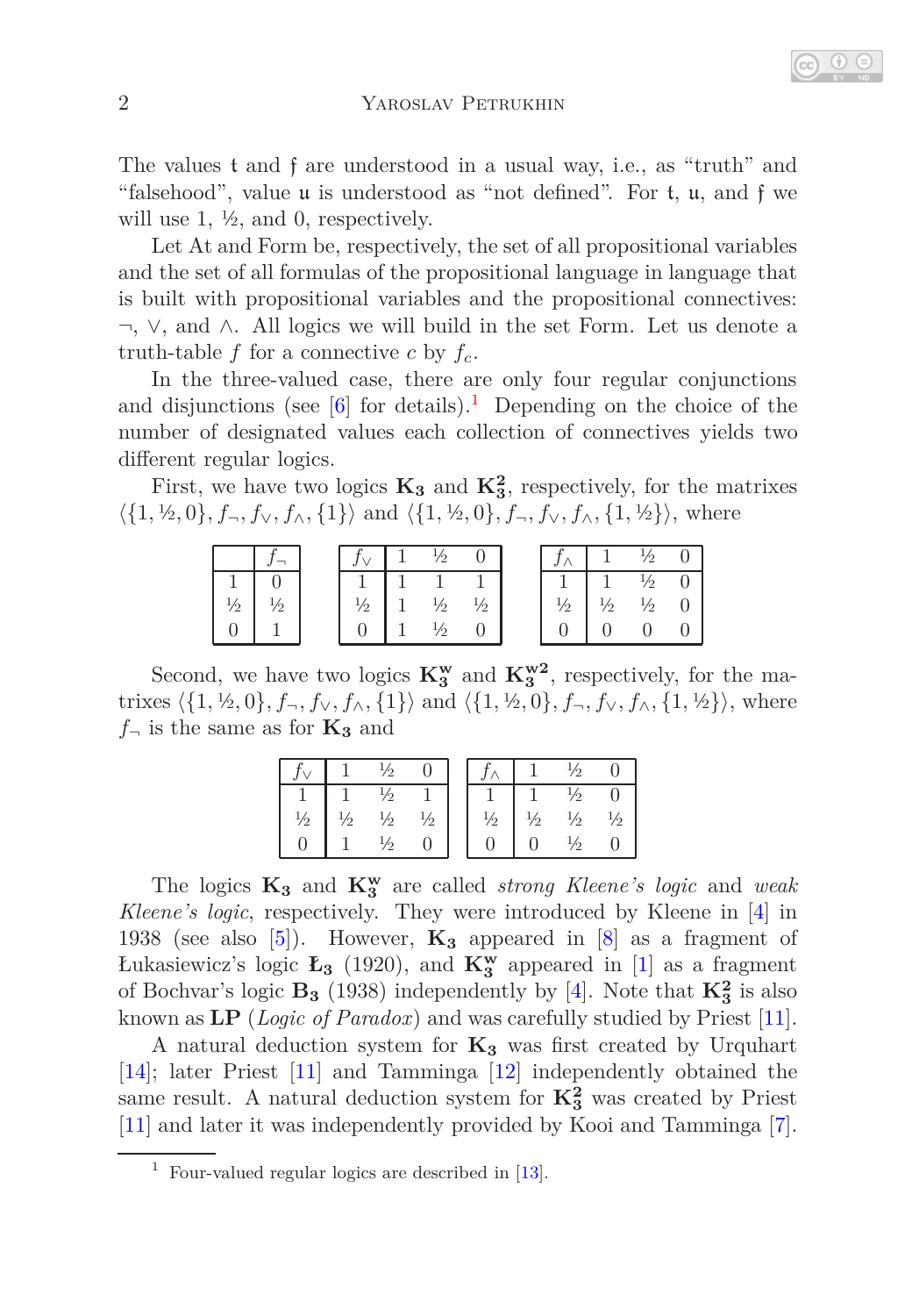The values $\mathfrak{t}$ and $\mathfrak{f}$ are understood in a usual way, i.e., as "truth" and "falsehood", value $\mathfrak{u}$ is understood as "not defined". For $\mathfrak{t}$, $\mathfrak{u}$, and $\mathfrak{f}$ we will use 1, ½, and 0, respectively.

Let At and Form be, respectively, the set of all propositional variables and the set of all formulas of the propositional language in language that is built with propositional variables and the propositional connectives: $\neg$, $\vee$, and $\wedge$. All logics we will build in the set Form. Let us denote a truth-table $f$ for a connective $c$ by $f_c$.

In the three-valued case, there are only four regular conjunctions and disjunctions (see [6] for details).[1] Depending on the choice of the number of designated values each collection of connectives yields two different regular logics.

First, we have two logics $\mathbf{K_3}$ and $\mathbf{K_3^2}$, respectively, for the matrixes $\langle\{1, ½, 0\}, f_\neg, f_\vee, f_\wedge, \{1\}\rangle$ and $\langle\{1, ½, 0\}, f_\neg, f_\vee, f_\wedge, \{1, ½\}\rangle$, where

| | $f_\neg$ |
|---|---|
| 1 | 0 |
| ½ | ½ |
| 0 | 1 |

| $f_\vee$ | 1 | ½ | 0 |
|---|---|---|---|
| 1 | 1 | 1 | 1 |
| ½ | 1 | ½ | ½ |
| 0 | 1 | ½ | 0 |

| $f_\wedge$ | 1 | ½ | 0 |
|---|---|---|---|
| 1 | 1 | ½ | 0 |
| ½ | ½ | ½ | 0 |
| 0 | 0 | 0 | 0 |

Second, we have two logics $\mathbf{K_3^w}$ and $\mathbf{K_3^{w2}}$, respectively, for the matrixes $\langle\{1, ½, 0\}, f_\neg, f_\vee, f_\wedge, \{1\}\rangle$ and $\langle\{1, ½, 0\}, f_\neg, f_\vee, f_\wedge, \{1, ½\}\rangle$, where $f_\neg$ is the same as for $\mathbf{K_3}$ and

| $f_\vee$ | 1 | ½ | 0 |
|---|---|---|---|
| 1 | 1 | ½ | 1 |
| ½ | ½ | ½ | ½ |
| 0 | 1 | ½ | 0 |

| $f_\wedge$ | 1 | ½ | 0 |
|---|---|---|---|
| 1 | 1 | ½ | 0 |
| ½ | ½ | ½ | ½ |
| 0 | 0 | ½ | 0 |

The logics $\mathbf{K_3}$ and $\mathbf{K_3^w}$ are called *strong Kleene's logic* and *weak Kleene's logic*, respectively. They were introduced by Kleene in [4] in 1938 (see also [5]). However, $\mathbf{K_3}$ appeared in [8] as a fragment of Łukasiewicz's logic $\mathbf{Ł_3}$ (1920), and $\mathbf{K_3^w}$ appeared in [1] as a fragment of Bochvar's logic $\mathbf{B_3}$ (1938) independently by [4]. Note that $\mathbf{K_3^2}$ is also known as **LP** (*Logic of Paradox*) and was carefully studied by Priest [11].

A natural deduction system for $\mathbf{K_3}$ was first created by Urquhart [14]; later Priest [11] and Tamminga [12] independently obtained the same result. A natural deduction system for $\mathbf{K_3^2}$ was created by Priest [11] and later it was independently provided by Kooi and Tamminga [7].

[1] Four-valued regular logics are described in [13].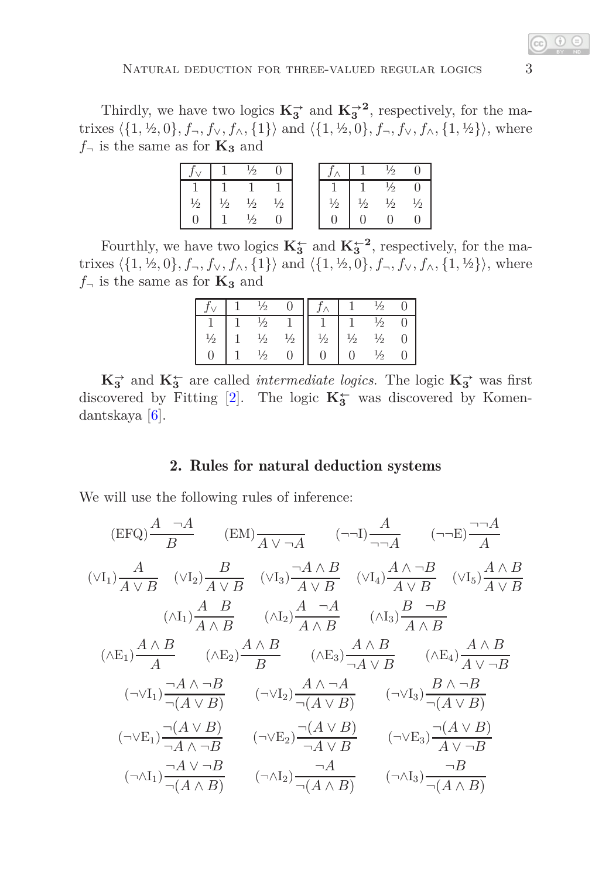Thirdly, we have two logics $\mathbf{K_3^{\rightarrow}}$ and $\mathbf{K_3^{\rightarrow 2}}$, respectively, for the matrixes $\langle\{1, ½, 0\}, f_\neg, f_\vee, f_\wedge, \{1\}\rangle$ and $\langle\{1, ½, 0\}, f_\neg, f_\vee, f_\wedge, \{1, ½\}\rangle$, where $f_\neg$ is the same as for $\mathbf{K_3}$ and

| $f_\vee$ | 1 | ½ | 0 |
|---|---|---|---|
| 1 | 1 | 1 | 1 |
| ½ | ½ | ½ | ½ |
| 0 | 1 | ½ | 0 |

| $f_\wedge$ | 1 | ½ | 0 |
|---|---|---|---|
| 1 | 1 | ½ | 0 |
| ½ | ½ | ½ | ½ |
| 0 | 0 | 0 | 0 |

Fourthly, we have two logics $\mathbf{K_3^{\leftarrow}}$ and $\mathbf{K_3^{\leftarrow 2}}$, respectively, for the matrixes $\langle\{1, ½, 0\}, f_\neg, f_\vee, f_\wedge, \{1\}\rangle$ and $\langle\{1, ½, 0\}, f_\neg, f_\vee, f_\wedge, \{1, ½\}\rangle$, where $f_\neg$ is the same as for $\mathbf{K_3}$ and

| $f_\vee$ | 1 | ½ | 0 |
|---|---|---|---|
| 1 | 1 | ½ | 1 |
| ½ | 1 | ½ | ½ |
| 0 | 1 | ½ | 0 |

| $f_\wedge$ | 1 | ½ | 0 |
|---|---|---|---|
| 1 | 1 | ½ | 0 |
| ½ | ½ | ½ | 0 |
| 0 | 0 | ½ | 0 |

$\mathbf{K_3^{\rightarrow}}$ and $\mathbf{K_3^{\leftarrow}}$ are called *intermediate logics*. The logic $\mathbf{K_3^{\rightarrow}}$ was first discovered by Fitting [2]. The logic $\mathbf{K_3^{\leftarrow}}$ was discovered by Komendantskaya [6].

## 2. Rules for natural deduction systems

We will use the following rules of inference:

$$(\mathrm{EFQ})\frac{A \quad \neg A}{B} \qquad (\mathrm{EM})\frac{}{A \vee \neg A} \qquad (\neg\neg\mathrm{I})\frac{A}{\neg\neg A} \qquad (\neg\neg\mathrm{E})\frac{\neg\neg A}{A}$$

$$(\vee\mathrm{I}_1)\frac{A}{A \vee B} \quad (\vee\mathrm{I}_2)\frac{B}{A \vee B} \quad (\vee\mathrm{I}_3)\frac{\neg A \wedge B}{A \vee B} \quad (\vee\mathrm{I}_4)\frac{A \wedge \neg B}{A \vee B} \quad (\vee\mathrm{I}_5)\frac{A \wedge B}{A \vee B}$$

$$(\wedge\mathrm{I}_1)\frac{A \quad B}{A \wedge B} \qquad (\wedge\mathrm{I}_2)\frac{A \quad \neg A}{A \wedge B} \qquad (\wedge\mathrm{I}_3)\frac{B \quad \neg B}{A \wedge B}$$

$$(\wedge\mathrm{E}_1)\frac{A \wedge B}{A} \qquad (\wedge\mathrm{E}_2)\frac{A \wedge B}{B} \qquad (\wedge\mathrm{E}_3)\frac{A \wedge B}{\neg A \vee B} \qquad (\wedge\mathrm{E}_4)\frac{A \wedge B}{A \vee \neg B}$$

$$(\neg\vee\mathrm{I}_1)\frac{\neg A \wedge \neg B}{\neg(A \vee B)} \qquad (\neg\vee\mathrm{I}_2)\frac{A \wedge \neg A}{\neg(A \vee B)} \qquad (\neg\vee\mathrm{I}_3)\frac{B \wedge \neg B}{\neg(A \vee B)}$$

$$(\neg\vee\mathrm{E}_1)\frac{\neg(A \vee B)}{\neg A \wedge \neg B} \qquad (\neg\vee\mathrm{E}_2)\frac{\neg(A \vee B)}{\neg A \vee B} \qquad (\neg\vee\mathrm{E}_3)\frac{\neg(A \vee B)}{A \vee \neg B}$$

$$(\neg\wedge\mathrm{I}_1)\frac{\neg A \vee \neg B}{\neg(A \wedge B)} \qquad (\neg\wedge\mathrm{I}_2)\frac{\neg A}{\neg(A \wedge B)} \qquad (\neg\wedge\mathrm{I}_3)\frac{\neg B}{\neg(A \wedge B)}$$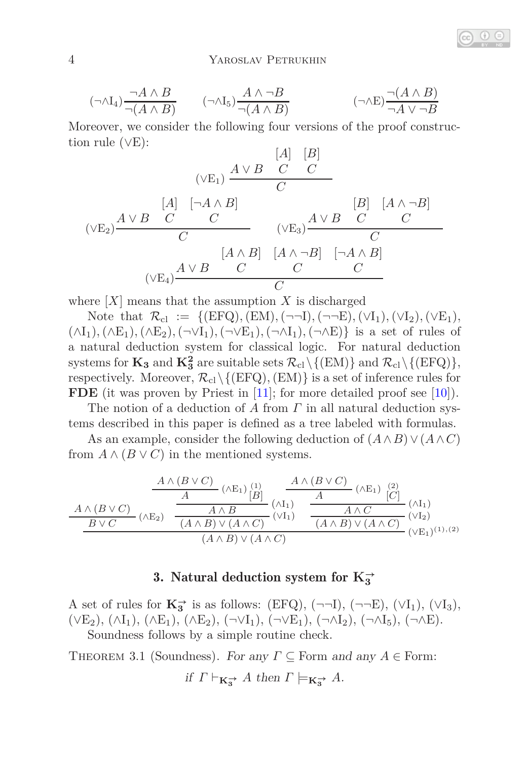$$(\neg\wedge\mathrm{I}_4)\frac{\neg A \wedge B}{\neg(A \wedge B)} \qquad (\neg\wedge\mathrm{I}_5)\frac{A \wedge \neg B}{\neg(A \wedge B)} \qquad (\neg\wedge\mathrm{E})\frac{\neg(A \wedge B)}{\neg A \vee \neg B}$$

Moreover, we consider the following four versions of the proof construction rule ($\vee$E):

$$(\vee\mathrm{E}_1)\frac{A \vee B \quad \begin{matrix}[A] \\ C\end{matrix} \quad \begin{matrix}[B] \\ C\end{matrix}}{C}$$

$$(\vee\mathrm{E}_2)\frac{A \vee B \quad \begin{matrix}[A] \\ C\end{matrix} \quad \begin{matrix}[\neg A \wedge B] \\ C\end{matrix}}{C} \qquad (\vee\mathrm{E}_3)\frac{A \vee B \quad \begin{matrix}[B] \\ C\end{matrix} \quad \begin{matrix}[A \wedge \neg B] \\ C\end{matrix}}{C}$$

$$(\vee\mathrm{E}_4)\frac{A \vee B \quad \begin{matrix}[A \wedge B] \\ C\end{matrix} \quad \begin{matrix}[A \wedge \neg B] \\ C\end{matrix} \quad \begin{matrix}[\neg A \wedge B] \\ C\end{matrix}}{C}$$

where $[X]$ means that the assumption $X$ is discharged

Note that $\mathcal{R}_{\mathrm{cl}} := \{(\mathrm{EFQ}), (\mathrm{EM}), (\neg\neg\mathrm{I}), (\neg\neg\mathrm{E}), (\vee\mathrm{I}_1), (\vee\mathrm{I}_2), (\vee\mathrm{E}_1), (\wedge\mathrm{I}_1), (\wedge\mathrm{E}_1), (\wedge\mathrm{E}_2), (\neg\vee\mathrm{I}_1), (\neg\vee\mathrm{E}_1), (\neg\wedge\mathrm{I}_1), (\neg\wedge\mathrm{E})\}$ is a set of rules of a natural deduction system for classical logic. For natural deduction systems for $\mathbf{K_3}$ and $\mathbf{K_3^2}$ are suitable sets $\mathcal{R}_{\mathrm{cl}} \setminus \{(\mathrm{EM})\}$ and $\mathcal{R}_{\mathrm{cl}} \setminus \{(\mathrm{EFQ})\}$, respectively. Moreover, $\mathcal{R}_{\mathrm{cl}} \setminus \{(\mathrm{EFQ}), (\mathrm{EM})\}$ is a set of inference rules for **FDE** (it was proven by Priest in [11]; for more detailed proof see [10]).

The notion of a deduction of $A$ from $\Gamma$ in all natural deduction systems described in this paper is defined as a tree labeled with formulas.

As an example, consider the following deduction of $(A \wedge B) \vee (A \wedge C)$ from $A \wedge (B \vee C)$ in the mentioned systems.

$$\dfrac{\dfrac{A \wedge (B \vee C)}{B \vee C}(\wedge\mathrm{E}_2) \quad \dfrac{\dfrac{\dfrac{A \wedge (B \vee C)}{A}(\wedge\mathrm{E}_1) \quad \overset{(1)}{[B]}}{A \wedge B}(\wedge\mathrm{I}_1)}{(A \wedge B) \vee (A \wedge C)}(\vee\mathrm{I}_1) \quad \dfrac{\dfrac{\dfrac{A \wedge (B \vee C)}{A}(\wedge\mathrm{E}_1) \quad \overset{(2)}{[C]}}{A \wedge C}(\wedge\mathrm{I}_1)}{(A \wedge B) \vee (A \wedge C)}(\vee\mathrm{I}_2)}{(A \wedge B) \vee (A \wedge C)}(\vee\mathrm{E}_1)^{(1),(2)}$$

## 3. Natural deduction system for $\mathbf{K_3^{\rightarrow}}$

A set of rules for $\mathbf{K_3^{\rightarrow}}$ is as follows: (EFQ), ($\neg\neg$I), ($\neg\neg$E), ($\vee\mathrm{I}_1$), ($\vee\mathrm{I}_3$), ($\vee\mathrm{E}_2$), ($\wedge\mathrm{I}_1$), ($\wedge\mathrm{E}_1$), ($\wedge\mathrm{E}_2$), ($\neg\vee\mathrm{I}_1$), ($\neg\vee\mathrm{E}_1$), ($\neg\wedge\mathrm{I}_2$), ($\neg\wedge\mathrm{I}_5$), ($\neg\wedge$E).

Soundness follows by a simple routine check.

Theorem 3.1 (Soundness). *For any $\Gamma \subseteq$ Form and any $A \in$ Form:*

$$\textit{if } \Gamma \vdash_{\mathbf{K_3^{\rightarrow}}} A \textit{ then } \Gamma \models_{\mathbf{K_3^{\rightarrow}}} A.$$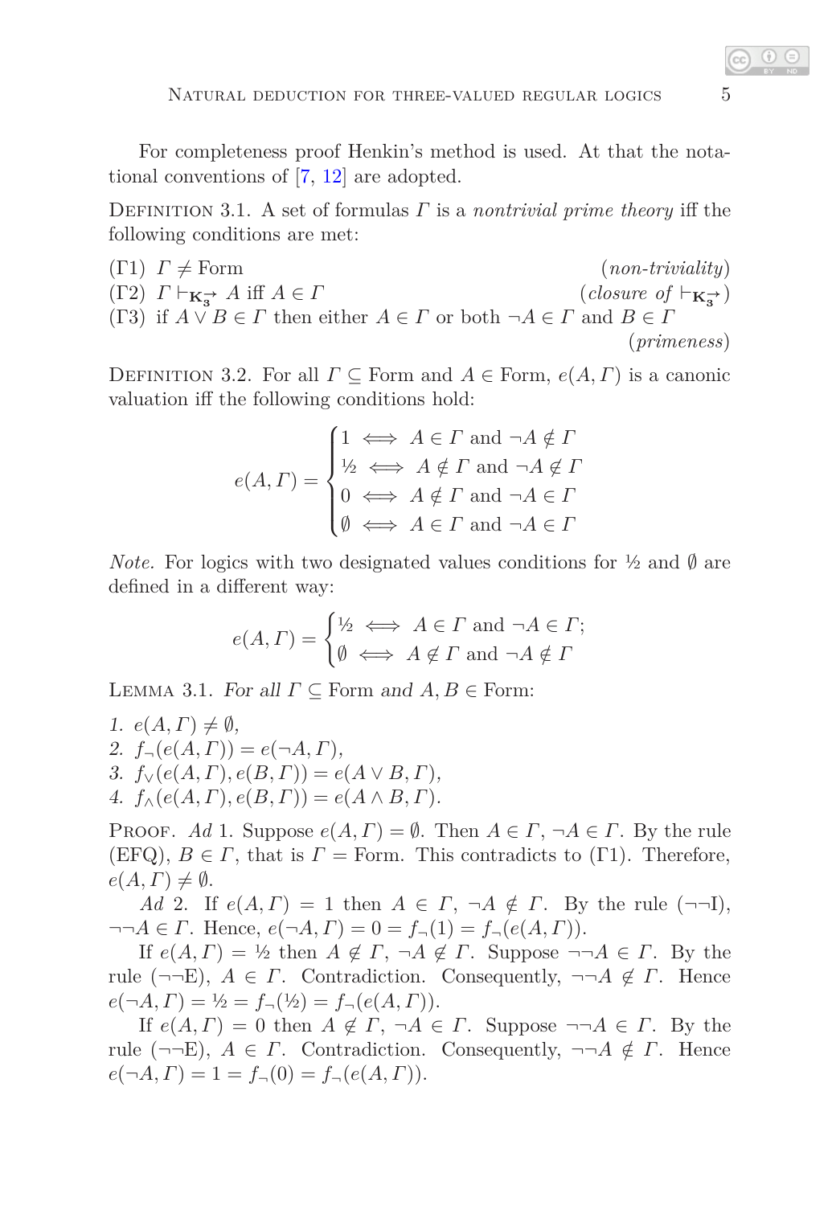For completeness proof Henkin's method is used. At that the notational conventions of [7, 12] are adopted.

Definition 3.1. A set of formulas $\Gamma$ is a *nontrivial prime theory* iff the following conditions are met:

($\Gamma$1) $\Gamma \neq \text{Form}$ (*non-triviality*)
($\Gamma$2) $\Gamma \vdash_{\mathbf{K_3^{\rightarrow}}} A$ iff $A \in \Gamma$ (*closure of* $\vdash_{\mathbf{K_3^{\rightarrow}}}$)
($\Gamma$3) if $A \vee B \in \Gamma$ then either $A \in \Gamma$ or both $\neg A \in \Gamma$ and $B \in \Gamma$ (*primeness*)

Definition 3.2. For all $\Gamma \subseteq \text{Form}$ and $A \in \text{Form}$, $e(A, \Gamma)$ is a canonic valuation iff the following conditions hold:

$$e(A,\Gamma) = \begin{cases} 1 \iff A \in \Gamma \text{ and } \neg A \notin \Gamma \\ ½ \iff A \notin \Gamma \text{ and } \neg A \notin \Gamma \\ 0 \iff A \notin \Gamma \text{ and } \neg A \in \Gamma \\ \emptyset \iff A \in \Gamma \text{ and } \neg A \in \Gamma \end{cases}$$

*Note.* For logics with two designated values conditions for ½ and $\emptyset$ are defined in a different way:

$$e(A,\Gamma) = \begin{cases} ½ \iff A \in \Gamma \text{ and } \neg A \in \Gamma; \\ \emptyset \iff A \notin \Gamma \text{ and } \neg A \notin \Gamma \end{cases}$$

Lemma 3.1. *For all* $\Gamma \subseteq \text{Form}$ *and* $A, B \in \text{Form}$:

1. $e(A,\Gamma) \neq \emptyset$,
2. $f_{\neg}(e(A,\Gamma)) = e(\neg A, \Gamma)$,
3. $f_{\vee}(e(A,\Gamma), e(B,\Gamma)) = e(A \vee B, \Gamma)$,
4. $f_{\wedge}(e(A,\Gamma), e(B,\Gamma)) = e(A \wedge B, \Gamma)$.

Proof. *Ad* 1. Suppose $e(A,\Gamma) = \emptyset$. Then $A \in \Gamma$, $\neg A \in \Gamma$. By the rule (EFQ), $B \in \Gamma$, that is $\Gamma = \text{Form}$. This contradicts to ($\Gamma$1). Therefore, $e(A,\Gamma) \neq \emptyset$.

*Ad* 2. If $e(A,\Gamma) = 1$ then $A \in \Gamma$, $\neg A \notin \Gamma$. By the rule ($\neg\neg$I), $\neg\neg A \in \Gamma$. Hence, $e(\neg A, \Gamma) = 0 = f_{\neg}(1) = f_{\neg}(e(A,\Gamma))$.

If $e(A,\Gamma) = ½$ then $A \notin \Gamma$, $\neg A \notin \Gamma$. Suppose $\neg\neg A \in \Gamma$. By the rule ($\neg\neg$E), $A \in \Gamma$. Contradiction. Consequently, $\neg\neg A \notin \Gamma$. Hence $e(\neg A, \Gamma) = ½ = f_{\neg}(½) = f_{\neg}(e(A,\Gamma))$.

If $e(A,\Gamma) = 0$ then $A \notin \Gamma$, $\neg A \in \Gamma$. Suppose $\neg\neg A \in \Gamma$. By the rule ($\neg\neg$E), $A \in \Gamma$. Contradiction. Consequently, $\neg\neg A \notin \Gamma$. Hence $e(\neg A, \Gamma) = 1 = f_{\neg}(0) = f_{\neg}(e(A,\Gamma))$.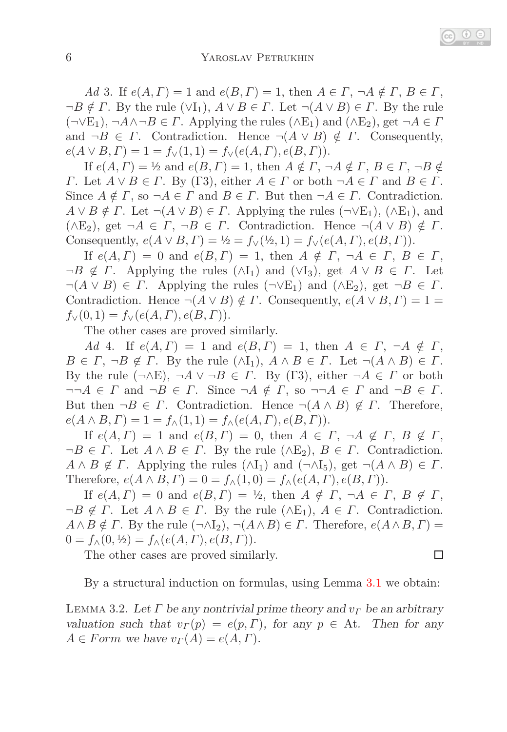*Ad* 3. If $e(A, \Gamma) = 1$ and $e(B, \Gamma) = 1$, then $A \in \Gamma$, $\neg A \notin \Gamma$, $B \in \Gamma$, $\neg B \notin \Gamma$. By the rule ($\vee$I$_1$), $A \vee B \in \Gamma$. Let $\neg(A \vee B) \in \Gamma$. By the rule ($\neg\vee$E$_1$), $\neg A \wedge \neg B \in \Gamma$. Applying the rules ($\wedge$E$_1$) and ($\wedge$E$_2$), get $\neg A \in \Gamma$ and $\neg B \in \Gamma$. Contradiction. Hence $\neg(A \vee B) \notin \Gamma$. Consequently, $e(A \vee B, \Gamma) = 1 = f_\vee(1, 1) = f_\vee(e(A, \Gamma), e(B, \Gamma))$.

If $e(A, \Gamma) = ½$ and $e(B, \Gamma) = 1$, then $A \notin \Gamma$, $\neg A \notin \Gamma$, $B \in \Gamma$, $\neg B \notin \Gamma$. Let $A \vee B \in \Gamma$. By ($\Gamma$3), either $A \in \Gamma$ or both $\neg A \in \Gamma$ and $B \in \Gamma$. Since $A \notin \Gamma$, so $\neg A \in \Gamma$ and $B \in \Gamma$. But then $\neg A \in \Gamma$. Contradiction. $A \vee B \notin \Gamma$. Let $\neg(A \vee B) \in \Gamma$. Applying the rules ($\neg\vee$E$_1$), ($\wedge$E$_1$), and ($\wedge$E$_2$), get $\neg A \in \Gamma$, $\neg B \in \Gamma$. Contradiction. Hence $\neg(A \vee B) \notin \Gamma$. Consequently, $e(A \vee B, \Gamma) = ½ = f_\vee(½, 1) = f_\vee(e(A, \Gamma), e(B, \Gamma))$.

If $e(A, \Gamma) = 0$ and $e(B, \Gamma) = 1$, then $A \notin \Gamma$, $\neg A \in \Gamma$, $B \in \Gamma$, $\neg B \notin \Gamma$. Applying the rules ($\wedge$I$_1$) and ($\vee$I$_3$), get $A \vee B \in \Gamma$. Let $\neg(A \vee B) \in \Gamma$. Applying the rules ($\neg\vee$E$_1$) and ($\wedge$E$_2$), get $\neg B \in \Gamma$. Contradiction. Hence $\neg(A \vee B) \notin \Gamma$. Consequently, $e(A \vee B, \Gamma) = 1 = f_\vee(0, 1) = f_\vee(e(A, \Gamma), e(B, \Gamma))$.

The other cases are proved similarly.

*Ad* 4. If $e(A, \Gamma) = 1$ and $e(B, \Gamma) = 1$, then $A \in \Gamma$, $\neg A \notin \Gamma$, $B \in \Gamma$, $\neg B \notin \Gamma$. By the rule ($\wedge$I$_1$), $A \wedge B \in \Gamma$. Let $\neg(A \wedge B) \in \Gamma$. By the rule ($\neg\wedge$E), $\neg A \vee \neg B \in \Gamma$. By ($\Gamma$3), either $\neg A \in \Gamma$ or both $\neg\neg A \in \Gamma$ and $\neg B \in \Gamma$. Since $\neg A \notin \Gamma$, so $\neg\neg A \in \Gamma$ and $\neg B \in \Gamma$. But then $\neg B \in \Gamma$. Contradiction. Hence $\neg(A \wedge B) \notin \Gamma$. Therefore, $e(A \wedge B, \Gamma) = 1 = f_\wedge(1, 1) = f_\wedge(e(A, \Gamma), e(B, \Gamma))$.

If $e(A, \Gamma) = 1$ and $e(B, \Gamma) = 0$, then $A \in \Gamma$, $\neg A \notin \Gamma$, $B \notin \Gamma$, $\neg B \in \Gamma$. Let $A \wedge B \in \Gamma$. By the rule ($\wedge$E$_2$), $B \in \Gamma$. Contradiction. $A \wedge B \notin \Gamma$. Applying the rules ($\wedge$I$_1$) and ($\neg\wedge$I$_5$), get $\neg(A \wedge B) \in \Gamma$. Therefore, $e(A \wedge B, \Gamma) = 0 = f_\wedge(1, 0) = f_\wedge(e(A, \Gamma), e(B, \Gamma))$.

If $e(A, \Gamma) = 0$ and $e(B, \Gamma) = ½$, then $A \notin \Gamma$, $\neg A \in \Gamma$, $B \notin \Gamma$, $\neg B \notin \Gamma$. Let $A \wedge B \in \Gamma$. By the rule ($\wedge$E$_1$), $A \in \Gamma$. Contradiction. $A \wedge B \notin \Gamma$. By the rule ($\neg\wedge$I$_2$), $\neg(A \wedge B) \in \Gamma$. Therefore, $e(A \wedge B, \Gamma) = 0 = f_\wedge(0, ½) = f_\wedge(e(A, \Gamma), e(B, \Gamma))$.

The other cases are proved similarly. □

By a structural induction on formulas, using Lemma 3.1 we obtain:

LEMMA 3.2. *Let $\Gamma$ be any nontrivial prime theory and $v_\Gamma$ be an arbitrary valuation such that $v_\Gamma(p) = e(p, \Gamma)$, for any $p \in$ At. Then for any $A \in Form$ we have $v_\Gamma(A) = e(A, \Gamma)$.*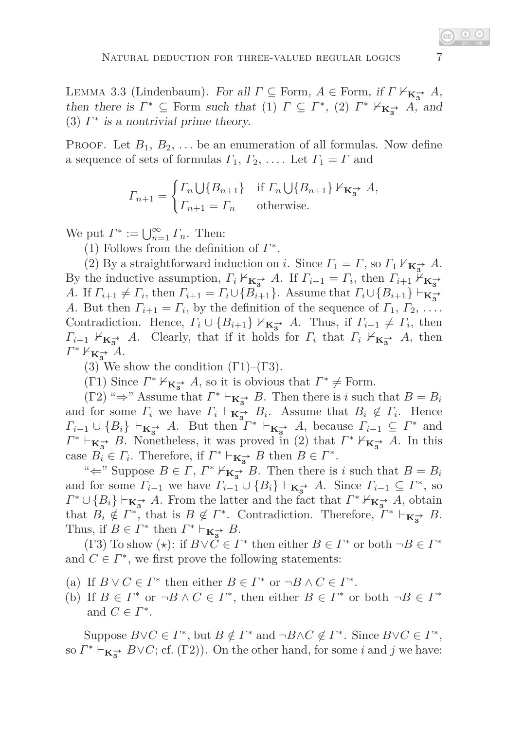LEMMA 3.3 (Lindenbaum). *For all* $\Gamma \subseteq \text{Form}$, $A \in \text{Form}$, *if* $\Gamma \nvdash_{\mathbf{K_3^{\to}}} A$, *then there is* $\Gamma^* \subseteq \text{Form}$ *such that* (1) $\Gamma \subseteq \Gamma^*$, (2) $\Gamma^* \nvdash_{\mathbf{K_3^{\to}}} A$, *and* (3) $\Gamma^*$ *is a nontrivial prime theory.*

PROOF. Let $B_1$, $B_2$, ... be an enumeration of all formulas. Now define a sequence of sets of formulas $\Gamma_1$, $\Gamma_2$, .... Let $\Gamma_1 = \Gamma$ and

$$\Gamma_{n+1} = \begin{cases} \Gamma_n \bigcup \{B_{n+1}\} & \text{if } \Gamma_n \bigcup \{B_{n+1}\} \nvdash_{\mathbf{K_3^{\to}}} A, \\ \Gamma_{n+1} = \Gamma_n & \text{otherwise.} \end{cases}$$

We put $\Gamma^* := \bigcup_{n=1}^{\infty} \Gamma_n$. Then:

(1) Follows from the definition of $\Gamma^*$.

(2) By a straightforward induction on $i$. Since $\Gamma_1 = \Gamma$, so $\Gamma_1 \nvdash_{\mathbf{K_3^{\to}}} A$. By the inductive assumption, $\Gamma_i \nvdash_{\mathbf{K_3^{\to}}} A$. If $\Gamma_{i+1} = \Gamma_i$, then $\Gamma_{i+1} \nvdash_{\mathbf{K_3^{\to}}} A$. If $\Gamma_{i+1} \neq \Gamma_i$, then $\Gamma_{i+1} = \Gamma_i \cup \{B_{i+1}\}$. Assume that $\Gamma_i \cup \{B_{i+1}\} \vdash_{\mathbf{K_3^{\to}}} A$. But then $\Gamma_{i+1} = \Gamma_i$, by the definition of the sequence of $\Gamma_1$, $\Gamma_2$, .... Contradiction. Hence, $\Gamma_i \cup \{B_{i+1}\} \nvdash_{\mathbf{K_3^{\to}}} A$. Thus, if $\Gamma_{i+1} \neq \Gamma_i$, then $\Gamma_{i+1} \nvdash_{\mathbf{K_3^{\to}}} A$. Clearly, that if it holds for $\Gamma_i$ that $\Gamma_i \nvdash_{\mathbf{K_3^{\to}}} A$, then $\Gamma^* \nvdash_{\mathbf{K_3^{\to}}} A$.

(3) We show the condition ($\Gamma$1)–($\Gamma$3).

($\Gamma$1) Since $\Gamma^* \nvdash_{\mathbf{K_3^{\to}}} A$, so it is obvious that $\Gamma^* \neq \text{Form}$.

($\Gamma$2) "$\Rightarrow$" Assume that $\Gamma^* \vdash_{\mathbf{K_3^{\to}}} B$. Then there is $i$ such that $B = B_i$ and for some $\Gamma_i$ we have $\Gamma_i \vdash_{\mathbf{K_3^{\to}}} B_i$. Assume that $B_i \notin \Gamma_i$. Hence $\Gamma_{i-1} \cup \{B_i\} \vdash_{\mathbf{K_3^{\to}}} A$. But then $\Gamma^* \vdash_{\mathbf{K_3^{\to}}} A$, because $\Gamma_{i-1} \subseteq \Gamma^*$ and $\Gamma^* \vdash_{\mathbf{K_3^{\to}}} B$. Nonetheless, it was proved in (2) that $\Gamma^* \nvdash_{\mathbf{K_3^{\to}}} A$. In this case $B_i \in \Gamma_i$. Therefore, if $\Gamma^* \vdash_{\mathbf{K_3^{\to}}} B$ then $B \in \Gamma^*$.

"$\Leftarrow$" Suppose $B \in \Gamma$, $\Gamma^* \nvdash_{\mathbf{K_3^{\to}}} B$. Then there is $i$ such that $B = B_i$ and for some $\Gamma_{i-1}$ we have $\Gamma_{i-1} \cup \{B_i\} \vdash_{\mathbf{K_3^{\to}}} A$. Since $\Gamma_{i-1} \subseteq \Gamma^*$, so $\Gamma^* \cup \{B_i\} \vdash_{\mathbf{K_3^{\to}}} A$. From the latter and the fact that $\Gamma^* \nvdash_{\mathbf{K_3^{\to}}} A$, obtain that $B_i \notin \Gamma^*$, that is $B \notin \Gamma^*$. Contradiction. Therefore, $\Gamma^* \vdash_{\mathbf{K_3^{\to}}} B$. Thus, if $B \in \Gamma^*$ then $\Gamma^* \vdash_{\mathbf{K_3^{\to}}} B$.

($\Gamma$3) To show ($\star$): if $B \vee C \in \Gamma^*$ then either $B \in \Gamma^*$ or both $\neg B \in \Gamma^*$ and $C \in \Gamma^*$, we first prove the following statements:

(a) If $B \vee C \in \Gamma^*$ then either $B \in \Gamma^*$ or $\neg B \wedge C \in \Gamma^*$.
(b) If $B \in \Gamma^*$ or $\neg B \wedge C \in \Gamma^*$, then either $B \in \Gamma^*$ or both $\neg B \in \Gamma^*$ and $C \in \Gamma^*$.

Suppose $B \vee C \in \Gamma^*$, but $B \notin \Gamma^*$ and $\neg B \wedge C \notin \Gamma^*$. Since $B \vee C \in \Gamma^*$, so $\Gamma^* \vdash_{\mathbf{K_3^{\to}}} B \vee C$; cf. ($\Gamma$2)). On the other hand, for some $i$ and $j$ we have: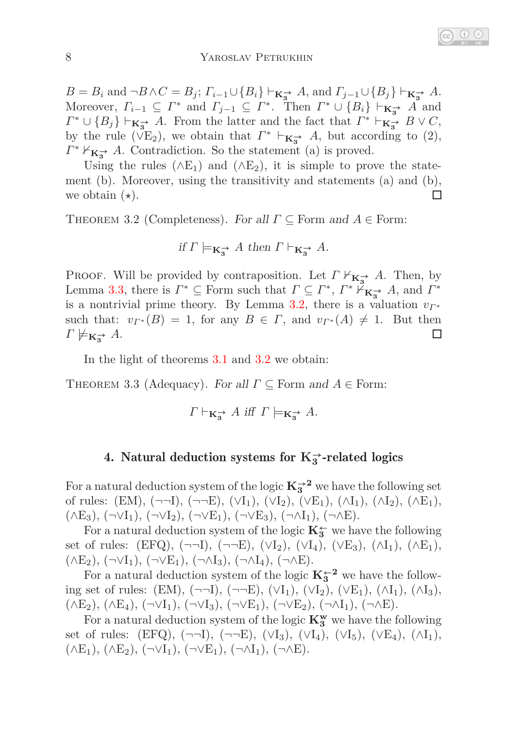$B = B_i$ and $\neg B \wedge C = B_j$; $\Gamma_{i-1} \cup \{B_i\} \vdash_{\mathbf{K_3^{\rightarrow}}} A$, and $\Gamma_{j-1} \cup \{B_j\} \vdash_{\mathbf{K_3^{\rightarrow}}} A$. Moreover, $\Gamma_{i-1} \subseteq \Gamma^*$ and $\Gamma_{j-1} \subseteq \Gamma^*$. Then $\Gamma^* \cup \{B_i\} \vdash_{\mathbf{K_3^{\rightarrow}}} A$ and $\Gamma^* \cup \{B_j\} \vdash_{\mathbf{K_3^{\rightarrow}}} A$. From the latter and the fact that $\Gamma^* \vdash_{\mathbf{K_3^{\rightarrow}}} B \vee C$, by the rule ($\vee$E$_2$), we obtain that $\Gamma^* \vdash_{\mathbf{K_3^{\rightarrow}}} A$, but according to (2), $\Gamma^* \nvdash_{\mathbf{K_3^{\rightarrow}}} A$. Contradiction. So the statement (a) is proved.

Using the rules ($\wedge$E$_1$) and ($\wedge$E$_2$), it is simple to prove the statement (b). Moreover, using the transitivity and statements (a) and (b), we obtain ($\star$). □

THEOREM 3.2 (Completeness). *For all* $\Gamma \subseteq$ Form *and* $A \in$ Form:

$$\textit{if } \Gamma \models_{\mathbf{K_3^{\rightarrow}}} A \textit{ then } \Gamma \vdash_{\mathbf{K_3^{\rightarrow}}} A.$$

PROOF. Will be provided by contraposition. Let $\Gamma \nvdash_{\mathbf{K_3^{\rightarrow}}} A$. Then, by Lemma 3.3, there is $\Gamma^* \subseteq$ Form such that $\Gamma \subseteq \Gamma^*$, $\Gamma^* \nvdash_{\mathbf{K_3^{\rightarrow}}} A$, and $\Gamma^*$ is a nontrivial prime theory. By Lemma 3.2, there is a valuation $v_{\Gamma^*}$ such that: $v_{\Gamma^*}(B) = 1$, for any $B \in \Gamma$, and $v_{\Gamma^*}(A) \neq 1$. But then $\Gamma \not\models_{\mathbf{K_3^{\rightarrow}}} A$. □

In the light of theorems 3.1 and 3.2 we obtain:

THEOREM 3.3 (Adequacy). *For all* $\Gamma \subseteq$ Form *and* $A \in$ Form:

$$\Gamma \vdash_{\mathbf{K_3^{\rightarrow}}} A \textit{ iff } \Gamma \models_{\mathbf{K_3^{\rightarrow}}} A.$$

## 4. Natural deduction systems for $\mathbf{K_3^{\rightarrow}}$-related logics

For a natural deduction system of the logic $\mathbf{K_3^{\rightarrow 2}}$ we have the following set of rules: (EM), ($\neg\neg$I), ($\neg\neg$E), ($\vee$I$_1$), ($\vee$I$_2$), ($\vee$E$_1$), ($\wedge$I$_1$), ($\wedge$I$_2$), ($\wedge$E$_1$), ($\wedge$E$_3$), ($\neg\vee$I$_1$), ($\neg\vee$I$_2$), ($\neg\vee$E$_1$), ($\neg\vee$E$_3$), ($\neg\wedge$I$_1$), ($\neg\wedge$E).

For a natural deduction system of the logic $\mathbf{K_3^{\leftarrow}}$ we have the following set of rules: (EFQ), ($\neg\neg$I), ($\neg\neg$E), ($\vee$I$_2$), ($\vee$I$_4$), ($\vee$E$_3$), ($\wedge$I$_1$), ($\wedge$E$_1$), ($\wedge$E$_2$), ($\neg\vee$I$_1$), ($\neg\vee$E$_1$), ($\neg\wedge$I$_3$), ($\neg\wedge$I$_4$), ($\neg\wedge$E).

For a natural deduction system of the logic $\mathbf{K_3^{\leftarrow 2}}$ we have the following set of rules: (EM), ($\neg\neg$I), ($\neg\neg$E), ($\vee$I$_1$), ($\vee$I$_2$), ($\vee$E$_1$), ($\wedge$I$_1$), ($\wedge$I$_3$), ($\wedge$E$_2$), ($\wedge$E$_4$), ($\neg\vee$I$_1$), ($\neg\vee$I$_3$), ($\neg\vee$E$_1$), ($\neg\vee$E$_2$), ($\neg\wedge$I$_1$), ($\neg\wedge$E).

For a natural deduction system of the logic $\mathbf{K_3^{w}}$ we have the following set of rules: (EFQ), ($\neg\neg$I), ($\neg\neg$E), ($\vee$I$_3$), ($\vee$I$_4$), ($\vee$I$_5$), ($\vee$E$_4$), ($\wedge$I$_1$), ($\wedge$E$_1$), ($\wedge$E$_2$), ($\neg\vee$I$_1$), ($\neg\vee$E$_1$), ($\neg\wedge$I$_1$), ($\neg\wedge$E).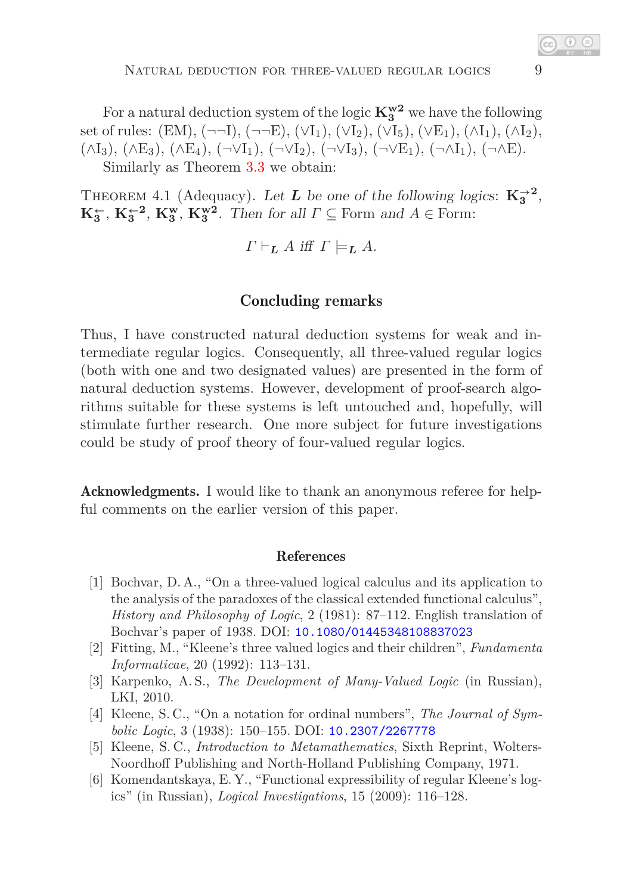For a natural deduction system of the logic $\mathbf{K_3^{w2}}$ we have the following set of rules: (EM), $(\neg\neg\mathrm{I})$, $(\neg\neg\mathrm{E})$, $(\vee\mathrm{I}_1)$, $(\vee\mathrm{I}_2)$, $(\vee\mathrm{I}_5)$, $(\vee\mathrm{E}_1)$, $(\wedge\mathrm{I}_1)$, $(\wedge\mathrm{I}_2)$, $(\wedge\mathrm{I}_3)$, $(\wedge\mathrm{E}_3)$, $(\wedge\mathrm{E}_4)$, $(\neg\vee\mathrm{I}_1)$, $(\neg\vee\mathrm{I}_2)$, $(\neg\vee\mathrm{I}_3)$, $(\neg\vee\mathrm{E}_1)$, $(\neg\wedge\mathrm{I}_1)$, $(\neg\wedge\mathrm{E})$.

Similarly as Theorem 3.3 we obtain:

Theorem 4.1 (Adequacy). *Let $\boldsymbol{L}$ be one of the following logics*: $\mathbf{K_3^{\rightarrow 2}}$, $\mathbf{K_3^{\leftarrow}}$, $\mathbf{K_3^{\leftarrow 2}}$, $\mathbf{K_3^{w}}$, $\mathbf{K_3^{w2}}$. *Then for all* $\Gamma \subseteq$ Form *and* $A \in$ Form:

$$\Gamma \vdash_{\boldsymbol{L}} A \text{ iff } \Gamma \models_{\boldsymbol{L}} A.$$

## Concluding remarks

Thus, I have constructed natural deduction systems for weak and intermediate regular logics. Consequently, all three-valued regular logics (both with one and two designated values) are presented in the form of natural deduction systems. However, development of proof-search algorithms suitable for these systems is left untouched and, hopefully, will stimulate further research. One more subject for future investigations could be study of proof theory of four-valued regular logics.

**Acknowledgments.** I would like to thank an anonymous referee for helpful comments on the earlier version of this paper.

## References

[1] Bochvar, D. A., "On a three-valued logical calculus and its application to the analysis of the paradoxes of the classical extended functional calculus", *History and Philosophy of Logic*, 2 (1981): 87–112. English translation of Bochvar's paper of 1938. DOI: 10.1080/01445348108837023

[2] Fitting, M., "Kleene's three valued logics and their children", *Fundamenta Informaticae*, 20 (1992): 113–131.

[3] Karpenko, A. S., *The Development of Many-Valued Logic* (in Russian), LKI, 2010.

[4] Kleene, S. C., "On a notation for ordinal numbers", *The Journal of Symbolic Logic*, 3 (1938): 150–155. DOI: 10.2307/2267778

[5] Kleene, S. C., *Introduction to Metamathematics*, Sixth Reprint, Wolters-Noordhoff Publishing and North-Holland Publishing Company, 1971.

[6] Komendantskaya, E. Y., "Functional expressibility of regular Kleene's logics" (in Russian), *Logical Investigations*, 15 (2009): 116–128.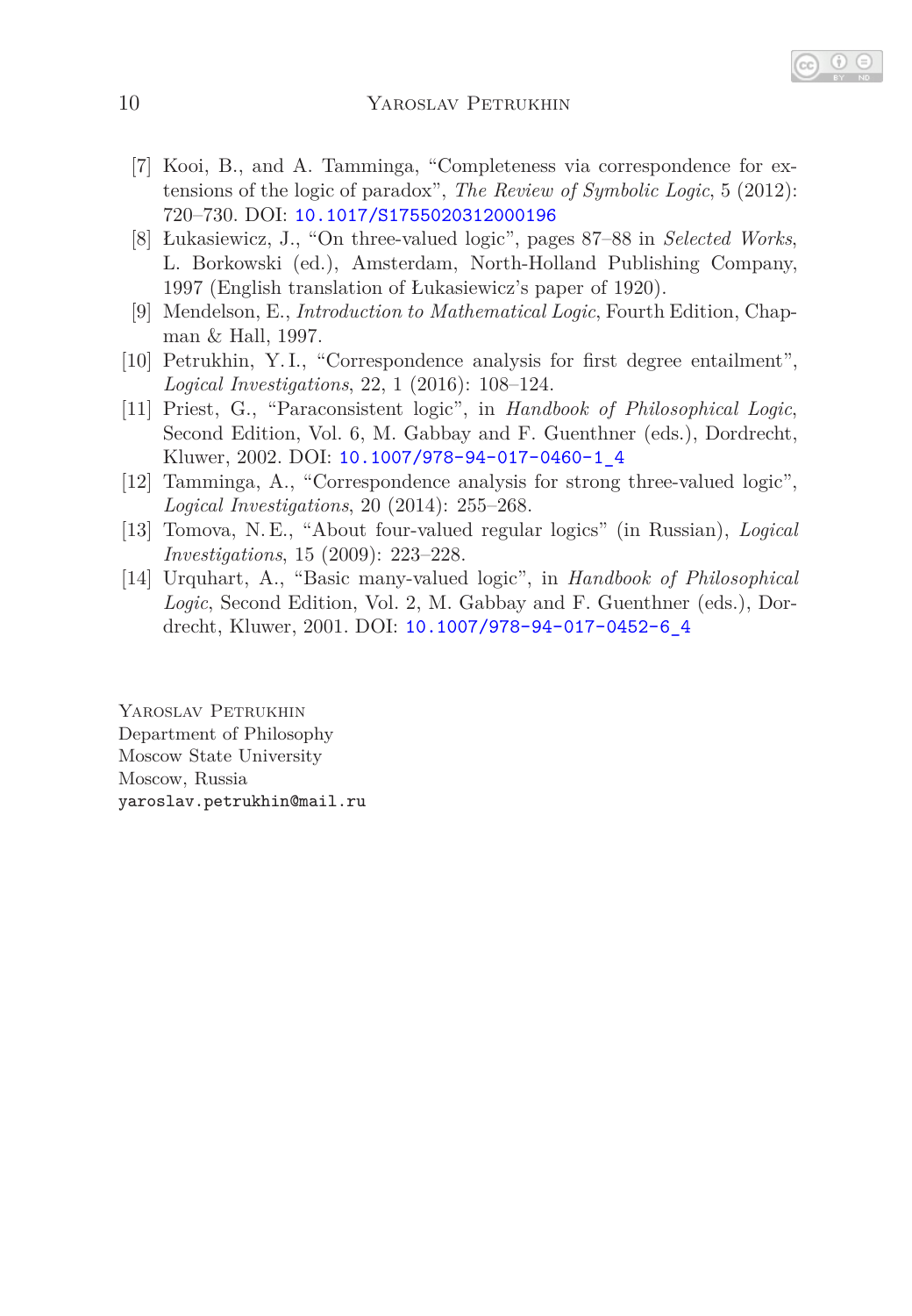[7] Kooi, B., and A. Tamminga, "Completeness via correspondence for extensions of the logic of paradox", *The Review of Symbolic Logic*, 5 (2012): 720–730. DOI: 10.1017/S1755020312000196

[8] Łukasiewicz, J., "On three-valued logic", pages 87–88 in *Selected Works*, L. Borkowski (ed.), Amsterdam, North-Holland Publishing Company, 1997 (English translation of Łukasiewicz's paper of 1920).

[9] Mendelson, E., *Introduction to Mathematical Logic*, Fourth Edition, Chapman & Hall, 1997.

[10] Petrukhin, Y. I., "Correspondence analysis for first degree entailment", *Logical Investigations*, 22, 1 (2016): 108–124.

[11] Priest, G., "Paraconsistent logic", in *Handbook of Philosophical Logic*, Second Edition, Vol. 6, M. Gabbay and F. Guenthner (eds.), Dordrecht, Kluwer, 2002. DOI: 10.1007/978-94-017-0460-1_4

[12] Tamminga, A., "Correspondence analysis for strong three-valued logic", *Logical Investigations*, 20 (2014): 255–268.

[13] Tomova, N. E., "About four-valued regular logics" (in Russian), *Logical Investigations*, 15 (2009): 223–228.

[14] Urquhart, A., "Basic many-valued logic", in *Handbook of Philosophical Logic*, Second Edition, Vol. 2, M. Gabbay and F. Guenthner (eds.), Dordrecht, Kluwer, 2001. DOI: 10.1007/978-94-017-0452-6_4

Yaroslav Petrukhin
Department of Philosophy
Moscow State University
Moscow, Russia
yaroslav.petrukhin@mail.ru